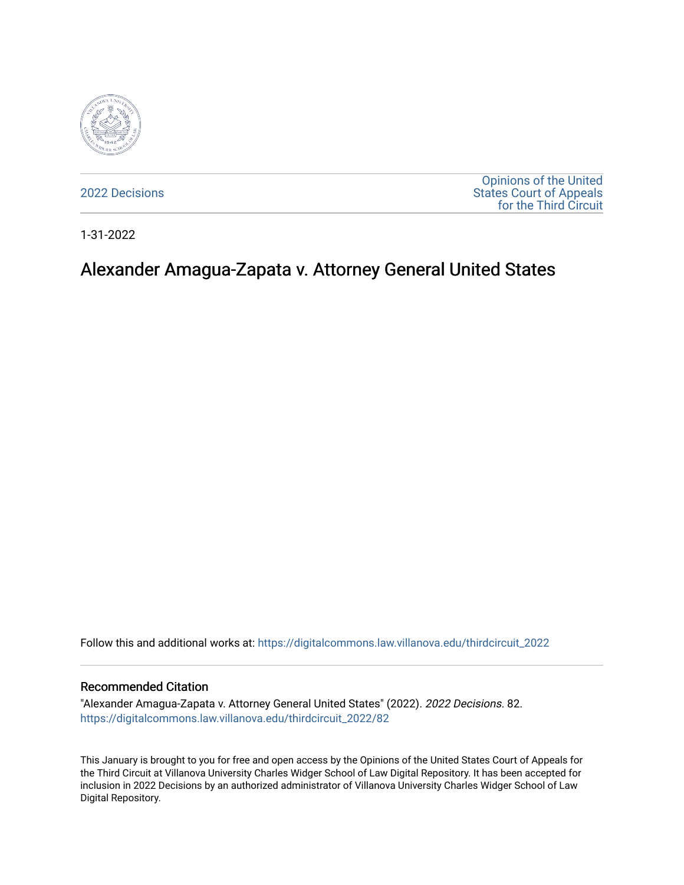2022 Decisions

Opinions of the United States Court of Appeals for the Third Circuit

1-31-2022

# Alexander Amagua-Zapata v. Attorney General United States

Follow this and additional works at: https://digitalcommons.law.villanova.edu/thirdcircuit_2022

## Recommended Citation

"Alexander Amagua-Zapata v. Attorney General United States" (2022). *2022 Decisions*. 82.
https://digitalcommons.law.villanova.edu/thirdcircuit_2022/82

This January is brought to you for free and open access by the Opinions of the United States Court of Appeals for the Third Circuit at Villanova University Charles Widger School of Law Digital Repository. It has been accepted for inclusion in 2022 Decisions by an authorized administrator of Villanova University Charles Widger School of Law Digital Repository.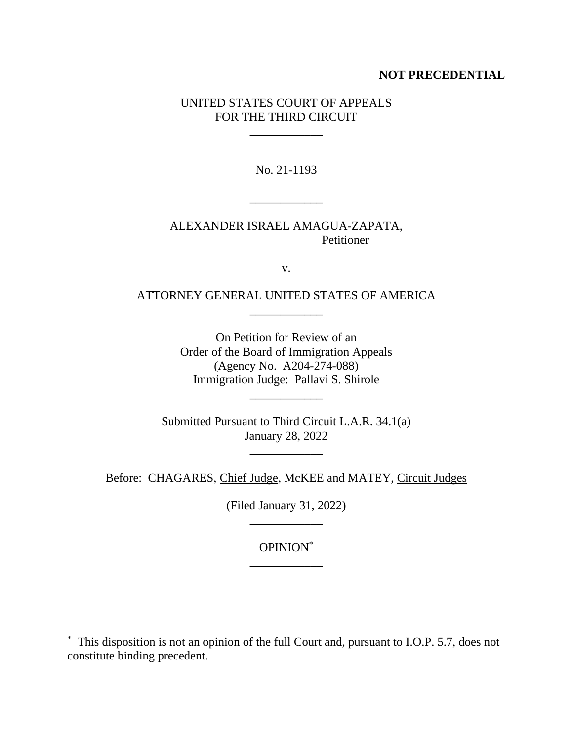**NOT PRECEDENTIAL**

UNITED STATES COURT OF APPEALS
FOR THE THIRD CIRCUIT

\_\_\_\_\_\_\_\_\_\_\_\_

No. 21-1193

\_\_\_\_\_\_\_\_\_\_\_\_

ALEXANDER ISRAEL AMAGUA-ZAPATA,
Petitioner

v.

ATTORNEY GENERAL UNITED STATES OF AMERICA

\_\_\_\_\_\_\_\_\_\_\_\_

On Petition for Review of an
Order of the Board of Immigration Appeals
(Agency No. A204-274-088)
Immigration Judge: Pallavi S. Shirole

\_\_\_\_\_\_\_\_\_\_\_\_

Submitted Pursuant to Third Circuit L.A.R. 34.1(a)
January 28, 2022

\_\_\_\_\_\_\_\_\_\_\_\_

Before: CHAGARES, Chief Judge, McKEE and MATEY, Circuit Judges

(Filed January 31, 2022)

\_\_\_\_\_\_\_\_\_\_\_\_

OPINION[*]

\_\_\_\_\_\_\_\_\_\_\_\_

[*] This disposition is not an opinion of the full Court and, pursuant to I.O.P. 5.7, does not constitute binding precedent.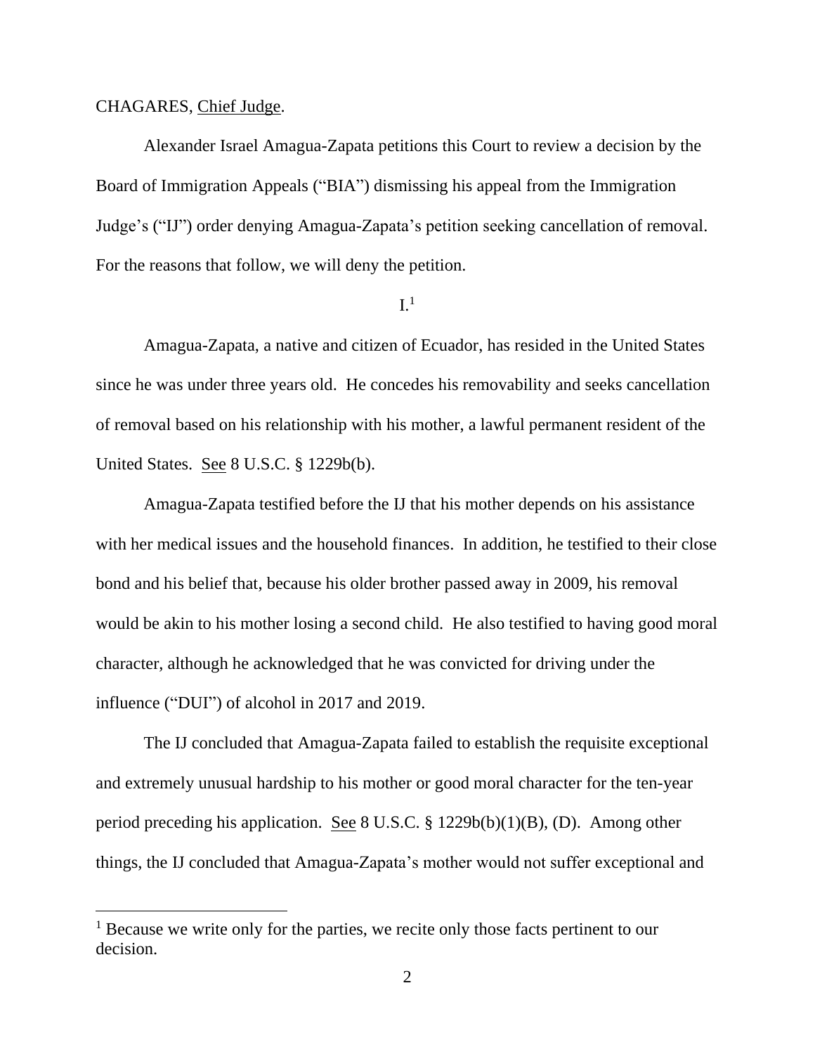CHAGARES, Chief Judge.

Alexander Israel Amagua-Zapata petitions this Court to review a decision by the Board of Immigration Appeals ("BIA") dismissing his appeal from the Immigration Judge's ("IJ") order denying Amagua-Zapata's petition seeking cancellation of removal. For the reasons that follow, we will deny the petition.

I.[1]

Amagua-Zapata, a native and citizen of Ecuador, has resided in the United States since he was under three years old. He concedes his removability and seeks cancellation of removal based on his relationship with his mother, a lawful permanent resident of the United States. See 8 U.S.C. § 1229b(b).

Amagua-Zapata testified before the IJ that his mother depends on his assistance with her medical issues and the household finances. In addition, he testified to their close bond and his belief that, because his older brother passed away in 2009, his removal would be akin to his mother losing a second child. He also testified to having good moral character, although he acknowledged that he was convicted for driving under the influence ("DUI") of alcohol in 2017 and 2019.

The IJ concluded that Amagua-Zapata failed to establish the requisite exceptional and extremely unusual hardship to his mother or good moral character for the ten-year period preceding his application. See 8 U.S.C. § 1229b(b)(1)(B), (D). Among other things, the IJ concluded that Amagua-Zapata's mother would not suffer exceptional and

[1] Because we write only for the parties, we recite only those facts pertinent to our decision.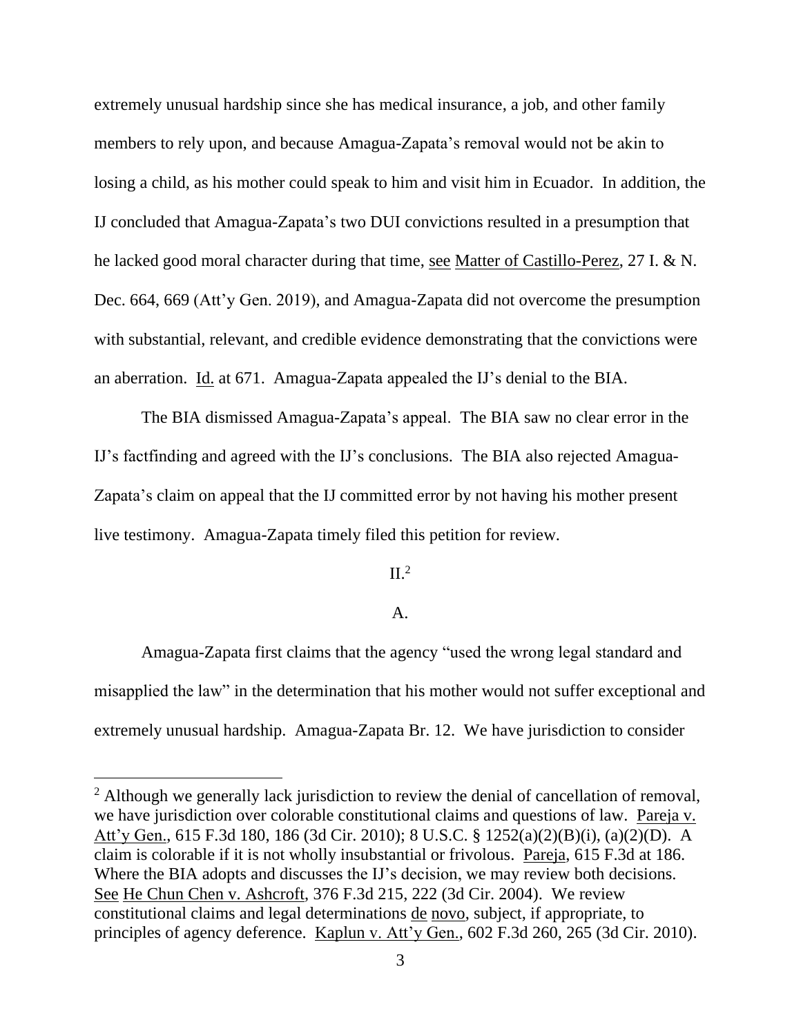extremely unusual hardship since she has medical insurance, a job, and other family members to rely upon, and because Amagua-Zapata's removal would not be akin to losing a child, as his mother could speak to him and visit him in Ecuador. In addition, the IJ concluded that Amagua-Zapata's two DUI convictions resulted in a presumption that he lacked good moral character during that time, see Matter of Castillo-Perez, 27 I. & N. Dec. 664, 669 (Att'y Gen. 2019), and Amagua-Zapata did not overcome the presumption with substantial, relevant, and credible evidence demonstrating that the convictions were an aberration. Id. at 671. Amagua-Zapata appealed the IJ's denial to the BIA.

The BIA dismissed Amagua-Zapata's appeal. The BIA saw no clear error in the IJ's factfinding and agreed with the IJ's conclusions. The BIA also rejected Amagua-Zapata's claim on appeal that the IJ committed error by not having his mother present live testimony. Amagua-Zapata timely filed this petition for review.

## II.[2]

### A.

Amagua-Zapata first claims that the agency "used the wrong legal standard and misapplied the law" in the determination that his mother would not suffer exceptional and extremely unusual hardship. Amagua-Zapata Br. 12. We have jurisdiction to consider

---

[2] Although we generally lack jurisdiction to review the denial of cancellation of removal, we have jurisdiction over colorable constitutional claims and questions of law. Pareja v. Att'y Gen., 615 F.3d 180, 186 (3d Cir. 2010); 8 U.S.C. § 1252(a)(2)(B)(i), (a)(2)(D). A claim is colorable if it is not wholly insubstantial or frivolous. Pareja, 615 F.3d at 186. Where the BIA adopts and discusses the IJ's decision, we may review both decisions. See He Chun Chen v. Ashcroft, 376 F.3d 215, 222 (3d Cir. 2004). We review constitutional claims and legal determinations de novo, subject, if appropriate, to principles of agency deference. Kaplun v. Att'y Gen., 602 F.3d 260, 265 (3d Cir. 2010).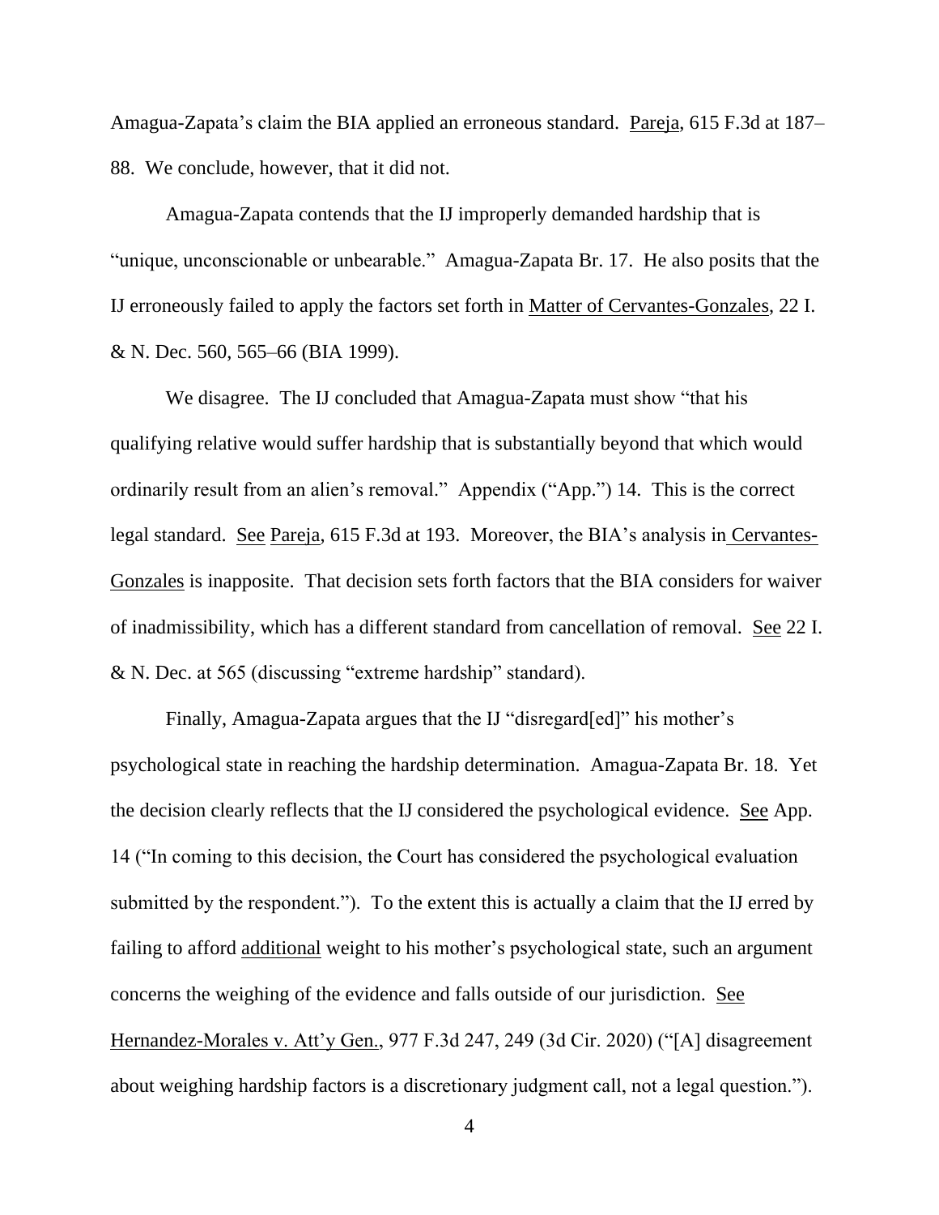Amagua-Zapata's claim the BIA applied an erroneous standard. Pareja, 615 F.3d at 187–88. We conclude, however, that it did not.

Amagua-Zapata contends that the IJ improperly demanded hardship that is "unique, unconscionable or unbearable." Amagua-Zapata Br. 17. He also posits that the IJ erroneously failed to apply the factors set forth in Matter of Cervantes-Gonzales, 22 I. & N. Dec. 560, 565–66 (BIA 1999).

We disagree. The IJ concluded that Amagua-Zapata must show "that his qualifying relative would suffer hardship that is substantially beyond that which would ordinarily result from an alien's removal." Appendix ("App.") 14. This is the correct legal standard. See Pareja, 615 F.3d at 193. Moreover, the BIA's analysis in Cervantes-Gonzales is inapposite. That decision sets forth factors that the BIA considers for waiver of inadmissibility, which has a different standard from cancellation of removal. See 22 I. & N. Dec. at 565 (discussing "extreme hardship" standard).

Finally, Amagua-Zapata argues that the IJ "disregard[ed]" his mother's psychological state in reaching the hardship determination. Amagua-Zapata Br. 18. Yet the decision clearly reflects that the IJ considered the psychological evidence. See App. 14 ("In coming to this decision, the Court has considered the psychological evaluation submitted by the respondent."). To the extent this is actually a claim that the IJ erred by failing to afford additional weight to his mother's psychological state, such an argument concerns the weighing of the evidence and falls outside of our jurisdiction. See Hernandez-Morales v. Att'y Gen., 977 F.3d 247, 249 (3d Cir. 2020) ("[A] disagreement about weighing hardship factors is a discretionary judgment call, not a legal question.").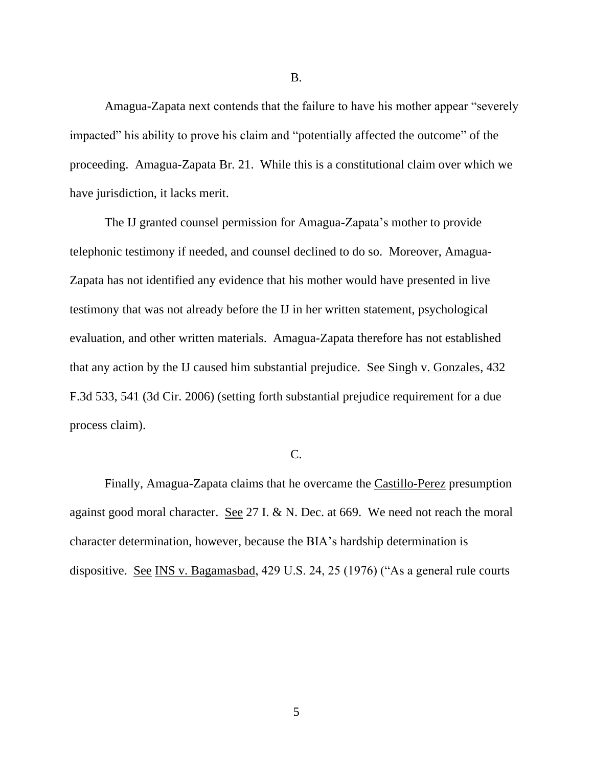B.

Amagua-Zapata next contends that the failure to have his mother appear "severely impacted" his ability to prove his claim and "potentially affected the outcome" of the proceeding. Amagua-Zapata Br. 21. While this is a constitutional claim over which we have jurisdiction, it lacks merit.

The IJ granted counsel permission for Amagua-Zapata's mother to provide telephonic testimony if needed, and counsel declined to do so. Moreover, Amagua-Zapata has not identified any evidence that his mother would have presented in live testimony that was not already before the IJ in her written statement, psychological evaluation, and other written materials. Amagua-Zapata therefore has not established that any action by the IJ caused him substantial prejudice. See Singh v. Gonzales, 432 F.3d 533, 541 (3d Cir. 2006) (setting forth substantial prejudice requirement for a due process claim).

C.

Finally, Amagua-Zapata claims that he overcame the Castillo-Perez presumption against good moral character. See 27 I. & N. Dec. at 669. We need not reach the moral character determination, however, because the BIA's hardship determination is dispositive. See INS v. Bagamasbad, 429 U.S. 24, 25 (1976) ("As a general rule courts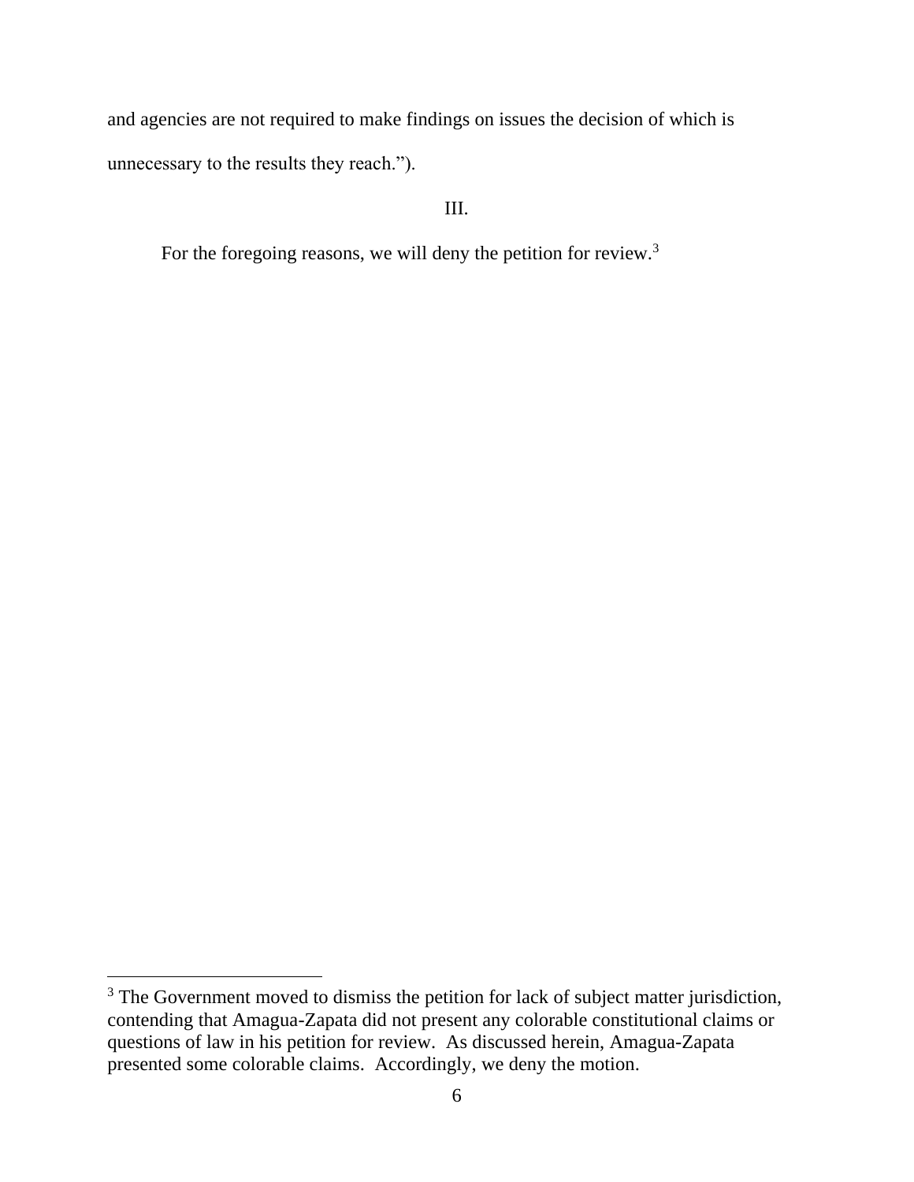and agencies are not required to make findings on issues the decision of which is unnecessary to the results they reach.").

III.

For the foregoing reasons, we will deny the petition for review.[3]

---

[3] The Government moved to dismiss the petition for lack of subject matter jurisdiction, contending that Amagua-Zapata did not present any colorable constitutional claims or questions of law in his petition for review. As discussed herein, Amagua-Zapata presented some colorable claims. Accordingly, we deny the motion.